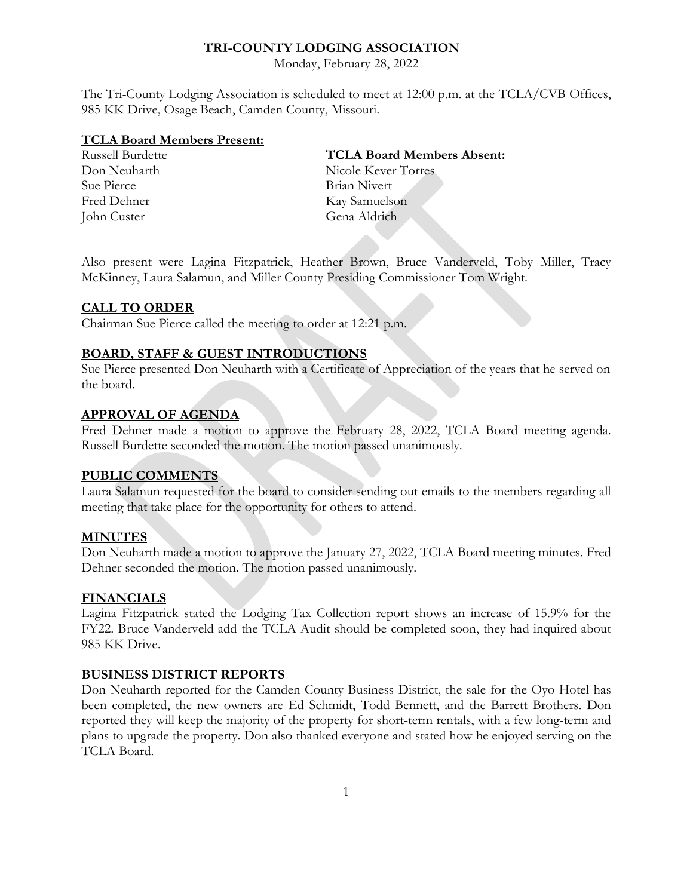# TRI-COUNTY LODGING ASSOCIATION

Monday, February 28, 2022

The Tri-County Lodging Association is scheduled to meet at 12:00 p.m. at the TCLA/CVB Offices, 985 KK Drive, Osage Beach, Camden County, Missouri.

**TCLA Board Members Present:**

Russell Burdette
Don Neuharth
Sue Pierce
Fred Dehner
John Custer

**TCLA Board Members Absent:**

Nicole Kever Torres
Brian Nivert
Kay Samuelson
Gena Aldrich

Also present were Lagina Fitzpatrick, Heather Brown, Bruce Vanderveld, Toby Miller, Tracy McKinney, Laura Salamun, and Miller County Presiding Commissioner Tom Wright.

## CALL TO ORDER

Chairman Sue Pierce called the meeting to order at 12:21 p.m.

## BOARD, STAFF & GUEST INTRODUCTIONS

Sue Pierce presented Don Neuharth with a Certificate of Appreciation of the years that he served on the board.

## APPROVAL OF AGENDA

Fred Dehner made a motion to approve the February 28, 2022, TCLA Board meeting agenda. Russell Burdette seconded the motion. The motion passed unanimously.

## PUBLIC COMMENTS

Laura Salamun requested for the board to consider sending out emails to the members regarding all meeting that take place for the opportunity for others to attend.

## MINUTES

Don Neuharth made a motion to approve the January 27, 2022, TCLA Board meeting minutes. Fred Dehner seconded the motion. The motion passed unanimously.

## FINANCIALS

Lagina Fitzpatrick stated the Lodging Tax Collection report shows an increase of 15.9% for the FY22. Bruce Vanderveld add the TCLA Audit should be completed soon, they had inquired about 985 KK Drive.

## BUSINESS DISTRICT REPORTS

Don Neuharth reported for the Camden County Business District, the sale for the Oyo Hotel has been completed, the new owners are Ed Schmidt, Todd Bennett, and the Barrett Brothers. Don reported they will keep the majority of the property for short-term rentals, with a few long-term and plans to upgrade the property. Don also thanked everyone and stated how he enjoyed serving on the TCLA Board.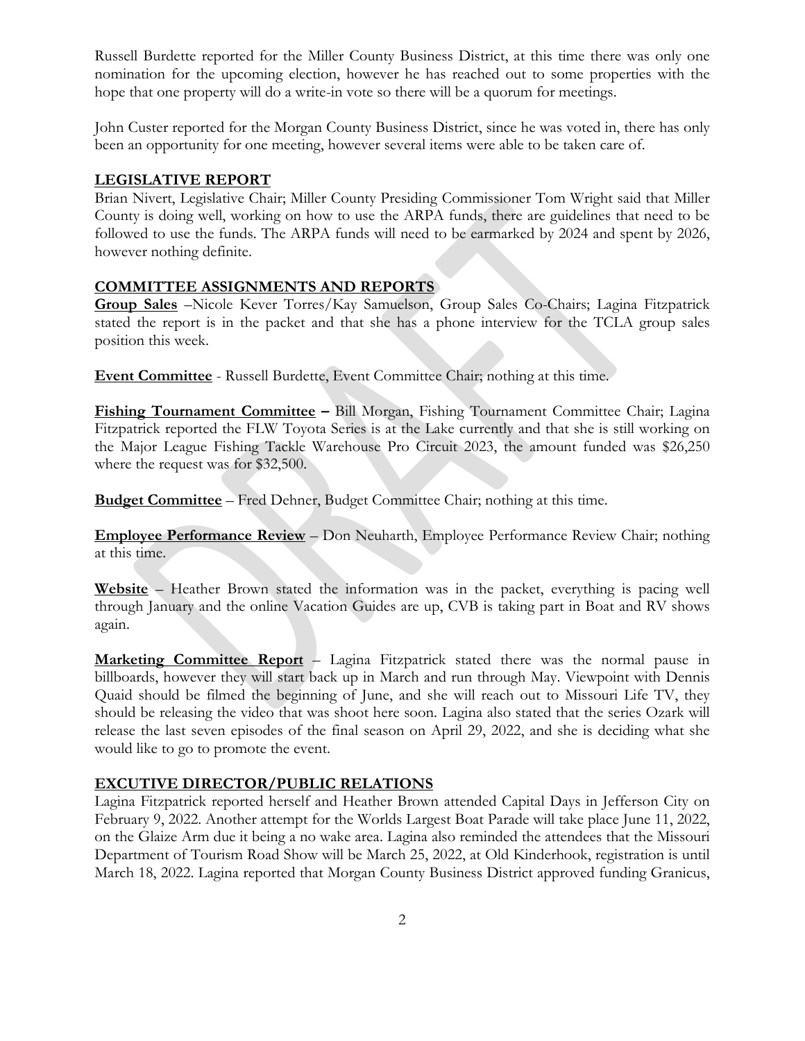Russell Burdette reported for the Miller County Business District, at this time there was only one nomination for the upcoming election, however he has reached out to some properties with the hope that one property will do a write-in vote so there will be a quorum for meetings.

John Custer reported for the Morgan County Business District, since he was voted in, there has only been an opportunity for one meeting, however several items were able to be taken care of.

## LEGISLATIVE REPORT

Brian Nivert, Legislative Chair; Miller County Presiding Commissioner Tom Wright said that Miller County is doing well, working on how to use the ARPA funds, there are guidelines that need to be followed to use the funds. The ARPA funds will need to be earmarked by 2024 and spent by 2026, however nothing definite.

## COMMITTEE ASSIGNMENTS AND REPORTS

**Group Sales** –Nicole Kever Torres/Kay Samuelson, Group Sales Co-Chairs; Lagina Fitzpatrick stated the report is in the packet and that she has a phone interview for the TCLA group sales position this week.

**Event Committee** - Russell Burdette, Event Committee Chair; nothing at this time.

**Fishing Tournament Committee –** Bill Morgan, Fishing Tournament Committee Chair; Lagina Fitzpatrick reported the FLW Toyota Series is at the Lake currently and that she is still working on the Major League Fishing Tackle Warehouse Pro Circuit 2023, the amount funded was $26,250 where the request was for $32,500.

**Budget Committee** – Fred Dehner, Budget Committee Chair; nothing at this time.

**Employee Performance Review** – Don Neuharth, Employee Performance Review Chair; nothing at this time.

**Website** – Heather Brown stated the information was in the packet, everything is pacing well through January and the online Vacation Guides are up, CVB is taking part in Boat and RV shows again.

**Marketing Committee Report** – Lagina Fitzpatrick stated there was the normal pause in billboards, however they will start back up in March and run through May. Viewpoint with Dennis Quaid should be filmed the beginning of June, and she will reach out to Missouri Life TV, they should be releasing the video that was shoot here soon. Lagina also stated that the series Ozark will release the last seven episodes of the final season on April 29, 2022, and she is deciding what she would like to go to promote the event.

## EXCUTIVE DIRECTOR/PUBLIC RELATIONS

Lagina Fitzpatrick reported herself and Heather Brown attended Capital Days in Jefferson City on February 9, 2022. Another attempt for the Worlds Largest Boat Parade will take place June 11, 2022, on the Glaize Arm due it being a no wake area. Lagina also reminded the attendees that the Missouri Department of Tourism Road Show will be March 25, 2022, at Old Kinderhook, registration is until March 18, 2022. Lagina reported that Morgan County Business District approved funding Granicus,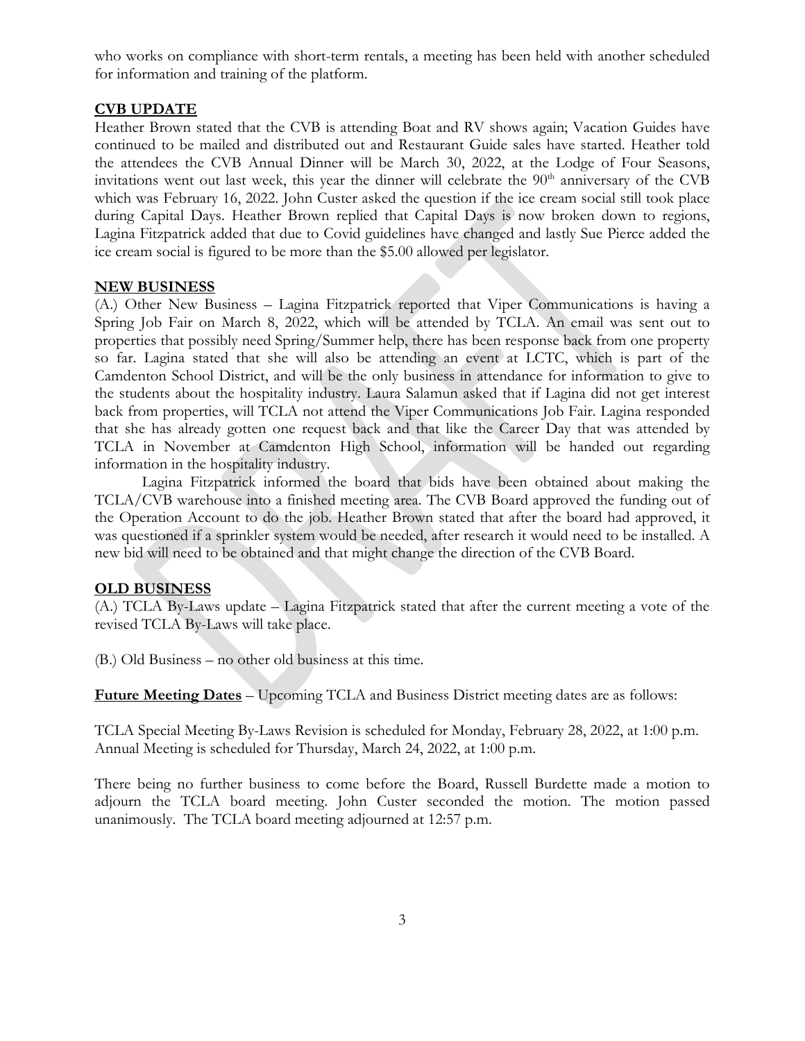who works on compliance with short-term rentals, a meeting has been held with another scheduled for information and training of the platform.

## CVB UPDATE

Heather Brown stated that the CVB is attending Boat and RV shows again; Vacation Guides have continued to be mailed and distributed out and Restaurant Guide sales have started. Heather told the attendees the CVB Annual Dinner will be March 30, 2022, at the Lodge of Four Seasons, invitations went out last week, this year the dinner will celebrate the 90th anniversary of the CVB which was February 16, 2022. John Custer asked the question if the ice cream social still took place during Capital Days. Heather Brown replied that Capital Days is now broken down to regions, Lagina Fitzpatrick added that due to Covid guidelines have changed and lastly Sue Pierce added the ice cream social is figured to be more than the $5.00 allowed per legislator.

## NEW BUSINESS

(A.) Other New Business – Lagina Fitzpatrick reported that Viper Communications is having a Spring Job Fair on March 8, 2022, which will be attended by TCLA. An email was sent out to properties that possibly need Spring/Summer help, there has been response back from one property so far. Lagina stated that she will also be attending an event at LCTC, which is part of the Camdenton School District, and will be the only business in attendance for information to give to the students about the hospitality industry. Laura Salamun asked that if Lagina did not get interest back from properties, will TCLA not attend the Viper Communications Job Fair. Lagina responded that she has already gotten one request back and that like the Career Day that was attended by TCLA in November at Camdenton High School, information will be handed out regarding information in the hospitality industry.

Lagina Fitzpatrick informed the board that bids have been obtained about making the TCLA/CVB warehouse into a finished meeting area. The CVB Board approved the funding out of the Operation Account to do the job. Heather Brown stated that after the board had approved, it was questioned if a sprinkler system would be needed, after research it would need to be installed. A new bid will need to be obtained and that might change the direction of the CVB Board.

## OLD BUSINESS

(A.) TCLA By-Laws update – Lagina Fitzpatrick stated that after the current meeting a vote of the revised TCLA By-Laws will take place.

(B.) Old Business – no other old business at this time.

**Future Meeting Dates** – Upcoming TCLA and Business District meeting dates are as follows:

TCLA Special Meeting By-Laws Revision is scheduled for Monday, February 28, 2022, at 1:00 p.m.
Annual Meeting is scheduled for Thursday, March 24, 2022, at 1:00 p.m.

There being no further business to come before the Board, Russell Burdette made a motion to adjourn the TCLA board meeting. John Custer seconded the motion. The motion passed unanimously. The TCLA board meeting adjourned at 12:57 p.m.